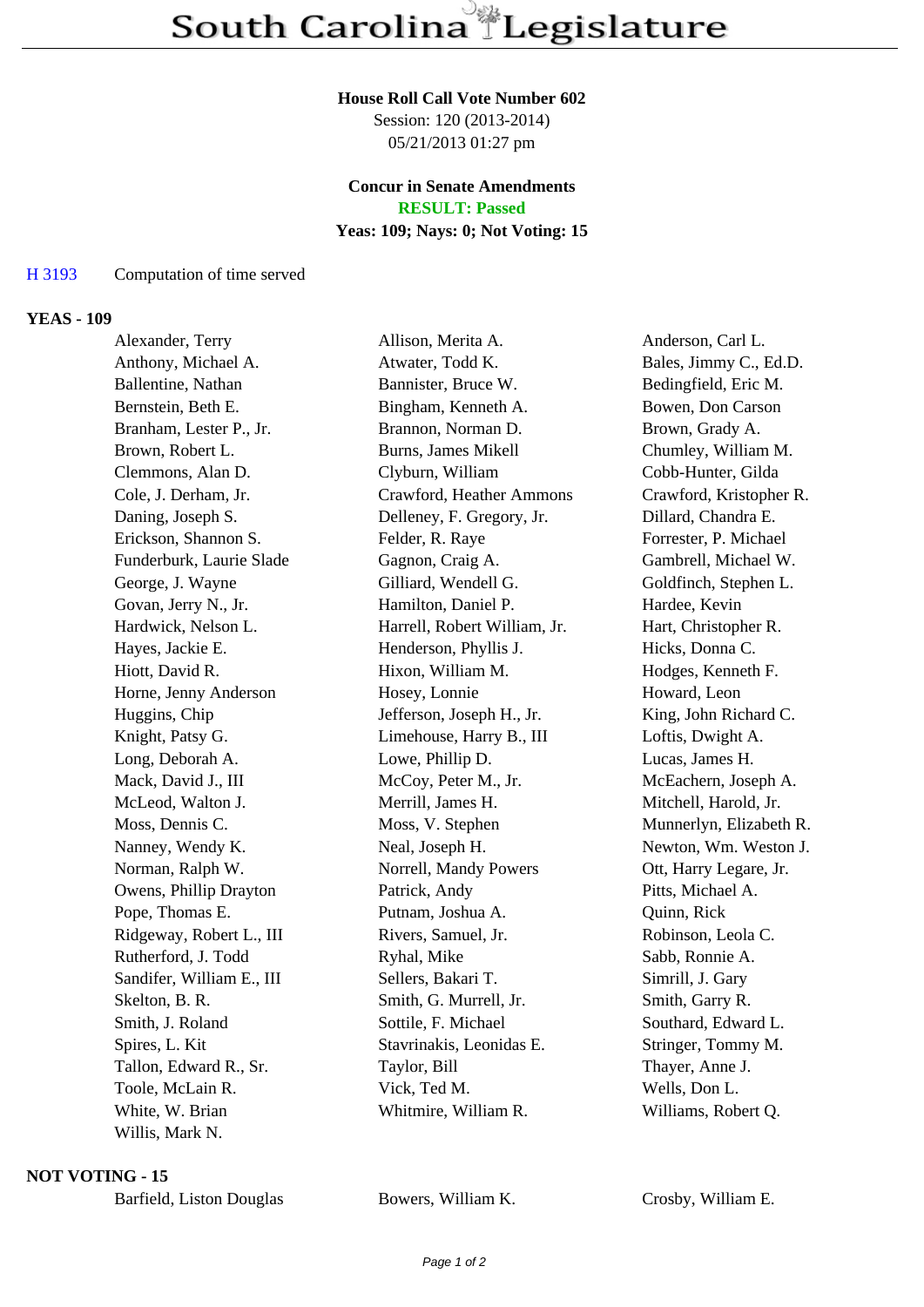# South Carolina Legislature

**House Roll Call Vote Number 602**
Session: 120 (2013-2014)
05/21/2013 01:27 pm

**Concur in Senate Amendments**
**RESULT: Passed**
**Yeas: 109; Nays: 0; Not Voting: 15**

H 3193 Computation of time served

## YEAS - 109

| | | |
|---|---|---|
| Alexander, Terry | Allison, Merita A. | Anderson, Carl L. |
| Anthony, Michael A. | Atwater, Todd K. | Bales, Jimmy C., Ed.D. |
| Ballentine, Nathan | Bannister, Bruce W. | Bedingfield, Eric M. |
| Bernstein, Beth E. | Bingham, Kenneth A. | Bowen, Don Carson |
| Branham, Lester P., Jr. | Brannon, Norman D. | Brown, Grady A. |
| Brown, Robert L. | Burns, James Mikell | Chumley, William M. |
| Clemmons, Alan D. | Clyburn, William | Cobb-Hunter, Gilda |
| Cole, J. Derham, Jr. | Crawford, Heather Ammons | Crawford, Kristopher R. |
| Daning, Joseph S. | Delleney, F. Gregory, Jr. | Dillard, Chandra E. |
| Erickson, Shannon S. | Felder, R. Raye | Forrester, P. Michael |
| Funderburk, Laurie Slade | Gagnon, Craig A. | Gambrell, Michael W. |
| George, J. Wayne | Gilliard, Wendell G. | Goldfinch, Stephen L. |
| Govan, Jerry N., Jr. | Hamilton, Daniel P. | Hardee, Kevin |
| Hardwick, Nelson L. | Harrell, Robert William, Jr. | Hart, Christopher R. |
| Hayes, Jackie E. | Henderson, Phyllis J. | Hicks, Donna C. |
| Hiott, David R. | Hixon, William M. | Hodges, Kenneth F. |
| Horne, Jenny Anderson | Hosey, Lonnie | Howard, Leon |
| Huggins, Chip | Jefferson, Joseph H., Jr. | King, John Richard C. |
| Knight, Patsy G. | Limehouse, Harry B., III | Loftis, Dwight A. |
| Long, Deborah A. | Lowe, Phillip D. | Lucas, James H. |
| Mack, David J., III | McCoy, Peter M., Jr. | McEachern, Joseph A. |
| McLeod, Walton J. | Merrill, James H. | Mitchell, Harold, Jr. |
| Moss, Dennis C. | Moss, V. Stephen | Munnerlyn, Elizabeth R. |
| Nanney, Wendy K. | Neal, Joseph H. | Newton, Wm. Weston J. |
| Norman, Ralph W. | Norrell, Mandy Powers | Ott, Harry Legare, Jr. |
| Owens, Phillip Drayton | Patrick, Andy | Pitts, Michael A. |
| Pope, Thomas E. | Putnam, Joshua A. | Quinn, Rick |
| Ridgeway, Robert L., III | Rivers, Samuel, Jr. | Robinson, Leola C. |
| Rutherford, J. Todd | Ryhal, Mike | Sabb, Ronnie A. |
| Sandifer, William E., III | Sellers, Bakari T. | Simrill, J. Gary |
| Skelton, B. R. | Smith, G. Murrell, Jr. | Smith, Garry R. |
| Smith, J. Roland | Sottile, F. Michael | Southard, Edward L. |
| Spires, L. Kit | Stavrinakis, Leonidas E. | Stringer, Tommy M. |
| Tallon, Edward R., Sr. | Taylor, Bill | Thayer, Anne J. |
| Toole, McLain R. | Vick, Ted M. | Wells, Don L. |
| White, W. Brian | Whitmire, William R. | Williams, Robert Q. |
| Willis, Mark N. | | |

## NOT VOTING - 15

| | | |
|---|---|---|
| Barfield, Liston Douglas | Bowers, William K. | Crosby, William E. |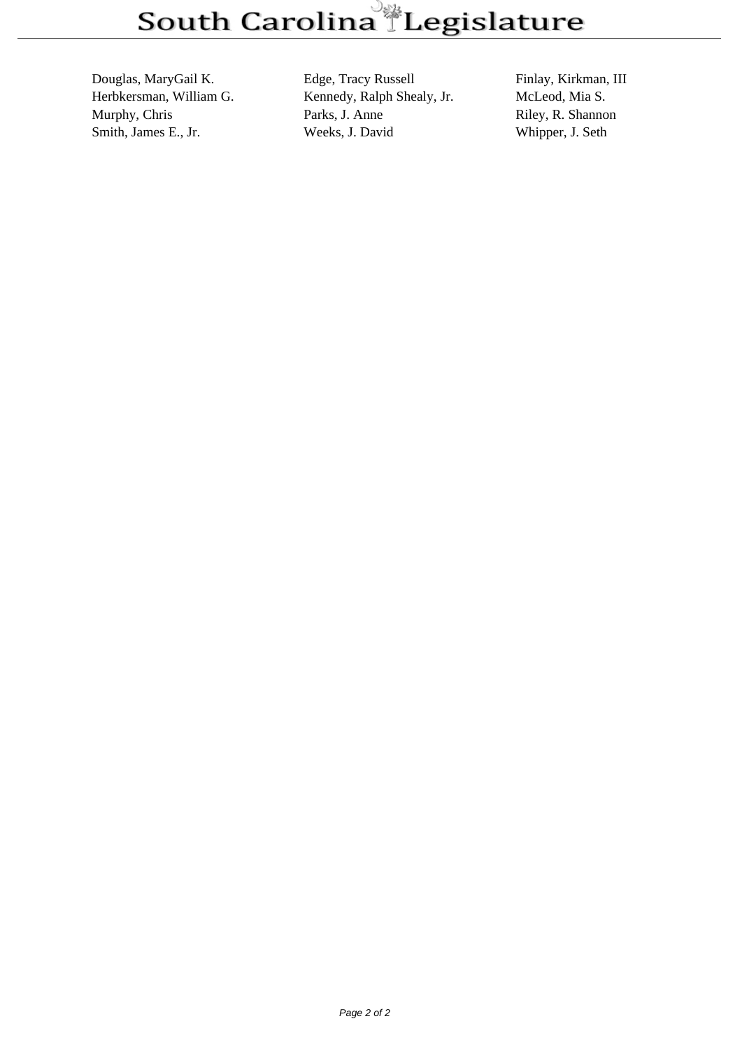Douglas, MaryGail K.
Edge, Tracy Russell
Finlay, Kirkman, III
Herbkersman, William G.
Kennedy, Ralph Shealy, Jr.
McLeod, Mia S.
Murphy, Chris
Parks, J. Anne
Riley, R. Shannon
Smith, James E., Jr.
Weeks, J. David
Whipper, J. Seth